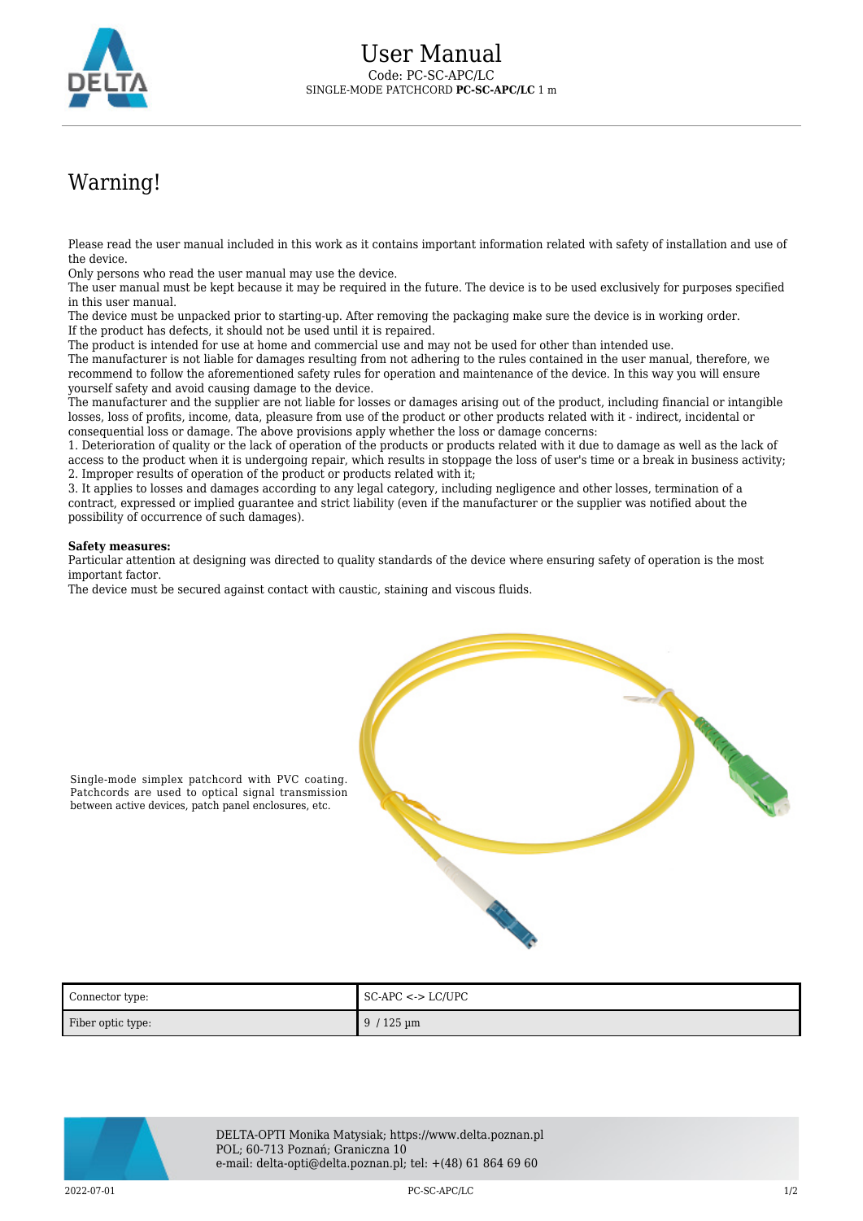# User Manual

Code: PC-SC-APC/LC

SINGLE-MODE PATCHCORD **PC-SC-APC/LC** 1 m

## Warning!

Please read the user manual included in this work as it contains important information related with safety of installation and use of the device.
Only persons who read the user manual may use the device.
The user manual must be kept because it may be required in the future. The device is to be used exclusively for purposes specified in this user manual.
The device must be unpacked prior to starting-up. After removing the packaging make sure the device is in working order.
If the product has defects, it should not be used until it is repaired.
The product is intended for use at home and commercial use and may not be used for other than intended use.
The manufacturer is not liable for damages resulting from not adhering to the rules contained in the user manual, therefore, we recommend to follow the aforementioned safety rules for operation and maintenance of the device. In this way you will ensure yourself safety and avoid causing damage to the device.
The manufacturer and the supplier are not liable for losses or damages arising out of the product, including financial or intangible losses, loss of profits, income, data, pleasure from use of the product or other products related with it - indirect, incidental or consequential loss or damage. The above provisions apply whether the loss or damage concerns:
1. Deterioration of quality or the lack of operation of the products or products related with it due to damage as well as the lack of access to the product when it is undergoing repair, which results in stoppage the loss of user's time or a break in business activity;
2. Improper results of operation of the product or products related with it;
3. It applies to losses and damages according to any legal category, including negligence and other losses, termination of a contract, expressed or implied guarantee and strict liability (even if the manufacturer or the supplier was notified about the possibility of occurrence of such damages).

**Safety measures:**
Particular attention at designing was directed to quality standards of the device where ensuring safety of operation is the most important factor.
The device must be secured against contact with caustic, staining and viscous fluids.

Single-mode simplex patchcord with PVC coating. Patchcords are used to optical signal transmission between active devices, patch panel enclosures, etc.

| Connector type: | SC-APC <-> LC/UPC |
|---|---|
| Fiber optic type: | 9 / 125 µm |

DELTA-OPTI Monika Matysiak; https://www.delta.poznan.pl
POL; 60-713 Poznań; Graniczna 10
e-mail: delta-opti@delta.poznan.pl; tel: +(48) 61 864 69 60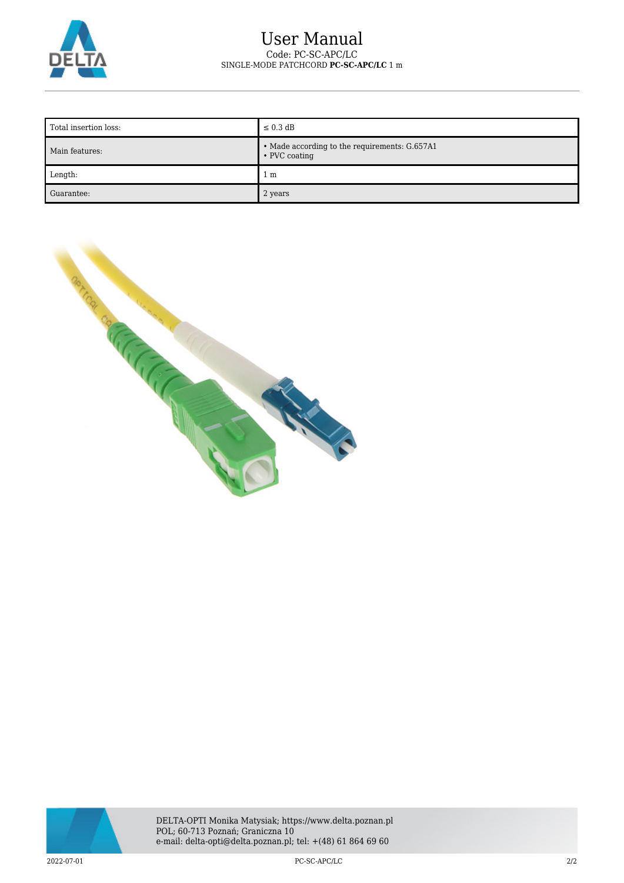# User Manual

Code: PC-SC-APC/LC
SINGLE-MODE PATCHCORD **PC-SC-APC/LC** 1 m

| | |
|---|---|
| Total insertion loss: | ≤ 0.3 dB |
| Main features: | • Made according to the requirements: G.657A1<br>• PVC coating |
| Length: | 1 m |
| Guarantee: | 2 years |

DELTA-OPTI Monika Matysiak; https://www.delta.poznan.pl
POL; 60-713 Poznań; Graniczna 10
e-mail: delta-opti@delta.poznan.pl; tel: +(48) 61 864 69 60